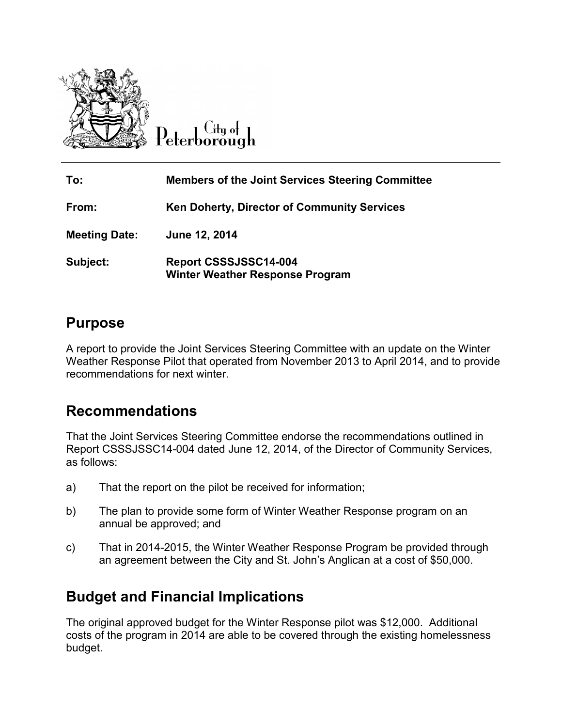City of Peterborough

| | |
|---|---|
| **To:** | **Members of the Joint Services Steering Committee** |
| **From:** | **Ken Doherty, Director of Community Services** |
| **Meeting Date:** | **June 12, 2014** |
| **Subject:** | **Report CSSSJSSC14-004**<br>**Winter Weather Response Program** |

## Purpose

A report to provide the Joint Services Steering Committee with an update on the Winter Weather Response Pilot that operated from November 2013 to April 2014, and to provide recommendations for next winter.

## Recommendations

That the Joint Services Steering Committee endorse the recommendations outlined in Report CSSSJSSC14-004 dated June 12, 2014, of the Director of Community Services, as follows:

a) That the report on the pilot be received for information;

b) The plan to provide some form of Winter Weather Response program on an annual be approved; and

c) That in 2014-2015, the Winter Weather Response Program be provided through an agreement between the City and St. John's Anglican at a cost of $50,000.

## Budget and Financial Implications

The original approved budget for the Winter Response pilot was $12,000. Additional costs of the program in 2014 are able to be covered through the existing homelessness budget.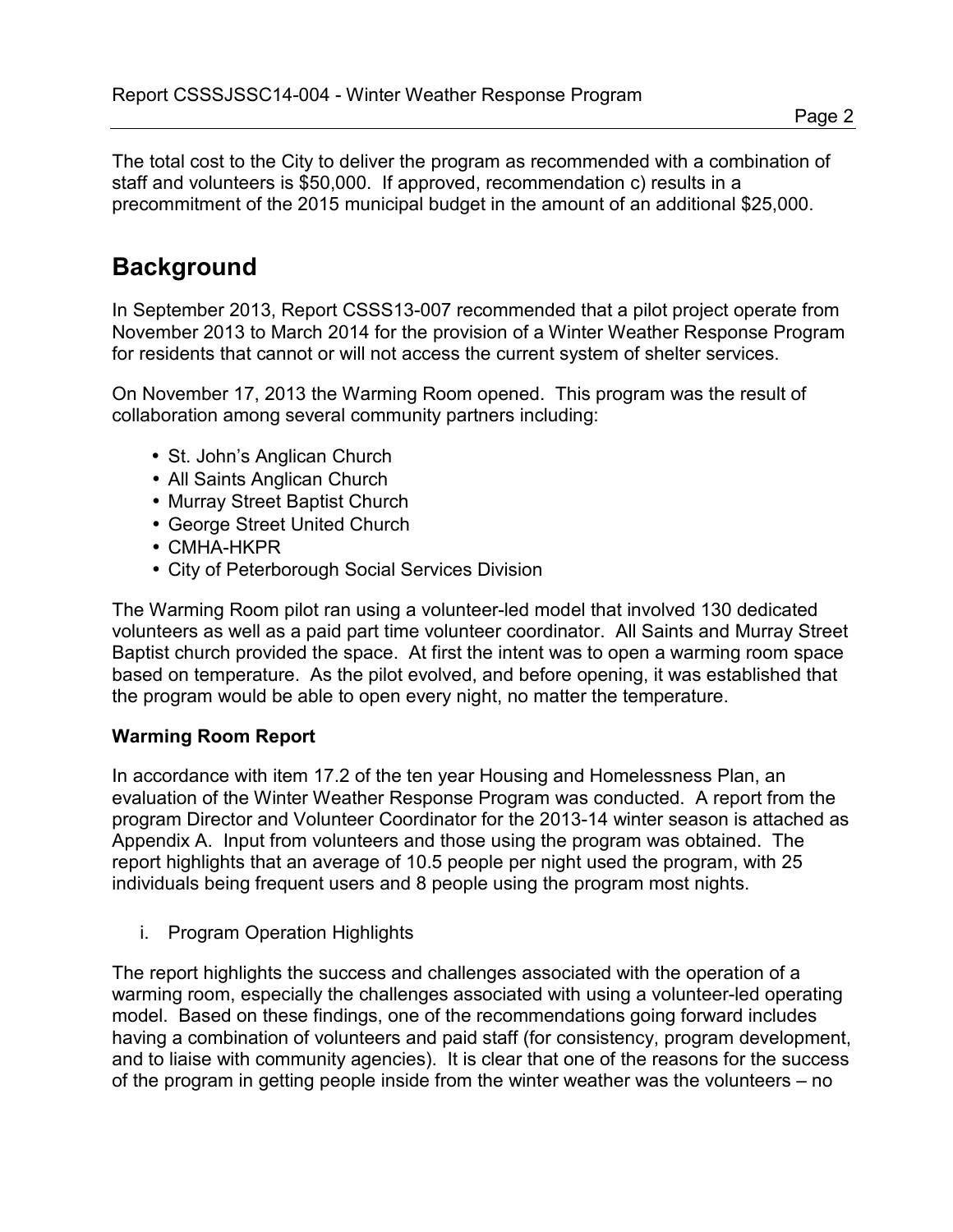The total cost to the City to deliver the program as recommended with a combination of staff and volunteers is $50,000. If approved, recommendation c) results in a precommitment of the 2015 municipal budget in the amount of an additional $25,000.

# Background

In September 2013, Report CSSS13-007 recommended that a pilot project operate from November 2013 to March 2014 for the provision of a Winter Weather Response Program for residents that cannot or will not access the current system of shelter services.

On November 17, 2013 the Warming Room opened. This program was the result of collaboration among several community partners including:

- St. John's Anglican Church
- All Saints Anglican Church
- Murray Street Baptist Church
- George Street United Church
- CMHA-HKPR
- City of Peterborough Social Services Division

The Warming Room pilot ran using a volunteer-led model that involved 130 dedicated volunteers as well as a paid part time volunteer coordinator. All Saints and Murray Street Baptist church provided the space. At first the intent was to open a warming room space based on temperature. As the pilot evolved, and before opening, it was established that the program would be able to open every night, no matter the temperature.

**Warming Room Report**

In accordance with item 17.2 of the ten year Housing and Homelessness Plan, an evaluation of the Winter Weather Response Program was conducted. A report from the program Director and Volunteer Coordinator for the 2013-14 winter season is attached as Appendix A. Input from volunteers and those using the program was obtained. The report highlights that an average of 10.5 people per night used the program, with 25 individuals being frequent users and 8 people using the program most nights.

i. Program Operation Highlights

The report highlights the success and challenges associated with the operation of a warming room, especially the challenges associated with using a volunteer-led operating model. Based on these findings, one of the recommendations going forward includes having a combination of volunteers and paid staff (for consistency, program development, and to liaise with community agencies). It is clear that one of the reasons for the success of the program in getting people inside from the winter weather was the volunteers – no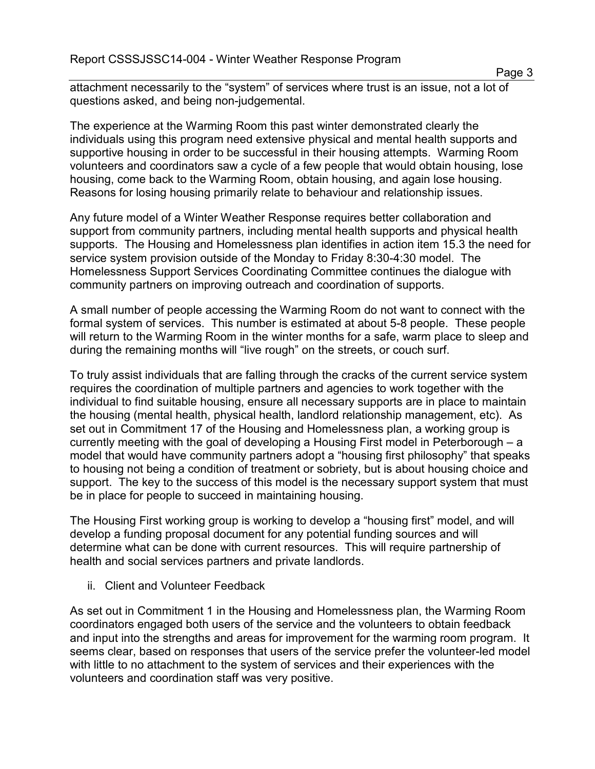attachment necessarily to the "system" of services where trust is an issue, not a lot of questions asked, and being non-judgemental.

The experience at the Warming Room this past winter demonstrated clearly the individuals using this program need extensive physical and mental health supports and supportive housing in order to be successful in their housing attempts. Warming Room volunteers and coordinators saw a cycle of a few people that would obtain housing, lose housing, come back to the Warming Room, obtain housing, and again lose housing. Reasons for losing housing primarily relate to behaviour and relationship issues.

Any future model of a Winter Weather Response requires better collaboration and support from community partners, including mental health supports and physical health supports. The Housing and Homelessness plan identifies in action item 15.3 the need for service system provision outside of the Monday to Friday 8:30-4:30 model. The Homelessness Support Services Coordinating Committee continues the dialogue with community partners on improving outreach and coordination of supports.

A small number of people accessing the Warming Room do not want to connect with the formal system of services. This number is estimated at about 5-8 people. These people will return to the Warming Room in the winter months for a safe, warm place to sleep and during the remaining months will "live rough" on the streets, or couch surf.

To truly assist individuals that are falling through the cracks of the current service system requires the coordination of multiple partners and agencies to work together with the individual to find suitable housing, ensure all necessary supports are in place to maintain the housing (mental health, physical health, landlord relationship management, etc). As set out in Commitment 17 of the Housing and Homelessness plan, a working group is currently meeting with the goal of developing a Housing First model in Peterborough – a model that would have community partners adopt a "housing first philosophy" that speaks to housing not being a condition of treatment or sobriety, but is about housing choice and support. The key to the success of this model is the necessary support system that must be in place for people to succeed in maintaining housing.

The Housing First working group is working to develop a "housing first" model, and will develop a funding proposal document for any potential funding sources and will determine what can be done with current resources. This will require partnership of health and social services partners and private landlords.

ii. Client and Volunteer Feedback

As set out in Commitment 1 in the Housing and Homelessness plan, the Warming Room coordinators engaged both users of the service and the volunteers to obtain feedback and input into the strengths and areas for improvement for the warming room program. It seems clear, based on responses that users of the service prefer the volunteer-led model with little to no attachment to the system of services and their experiences with the volunteers and coordination staff was very positive.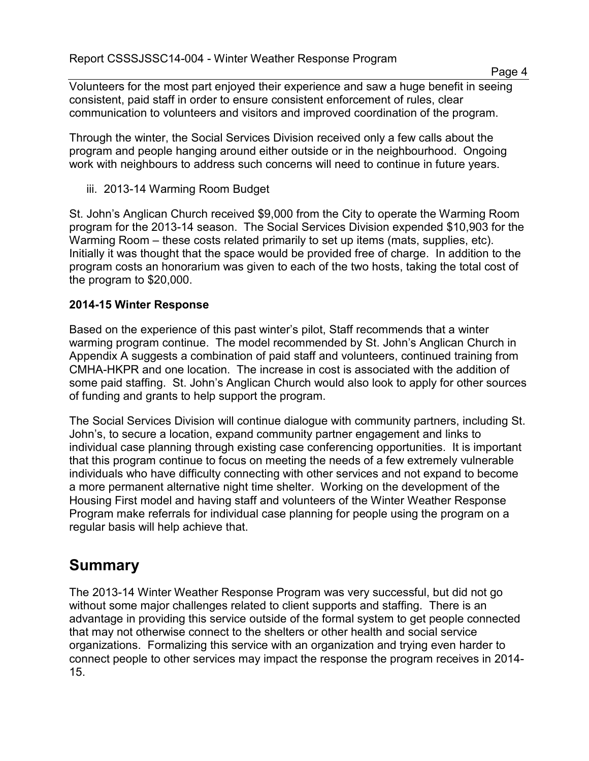Volunteers for the most part enjoyed their experience and saw a huge benefit in seeing consistent, paid staff in order to ensure consistent enforcement of rules, clear communication to volunteers and visitors and improved coordination of the program.

Through the winter, the Social Services Division received only a few calls about the program and people hanging around either outside or in the neighbourhood. Ongoing work with neighbours to address such concerns will need to continue in future years.

iii. 2013-14 Warming Room Budget

St. John's Anglican Church received $9,000 from the City to operate the Warming Room program for the 2013-14 season. The Social Services Division expended $10,903 for the Warming Room – these costs related primarily to set up items (mats, supplies, etc). Initially it was thought that the space would be provided free of charge. In addition to the program costs an honorarium was given to each of the two hosts, taking the total cost of the program to $20,000.

**2014-15 Winter Response**

Based on the experience of this past winter's pilot, Staff recommends that a winter warming program continue. The model recommended by St. John's Anglican Church in Appendix A suggests a combination of paid staff and volunteers, continued training from CMHA-HKPR and one location. The increase in cost is associated with the addition of some paid staffing. St. John's Anglican Church would also look to apply for other sources of funding and grants to help support the program.

The Social Services Division will continue dialogue with community partners, including St. John's, to secure a location, expand community partner engagement and links to individual case planning through existing case conferencing opportunities. It is important that this program continue to focus on meeting the needs of a few extremely vulnerable individuals who have difficulty connecting with other services and not expand to become a more permanent alternative night time shelter. Working on the development of the Housing First model and having staff and volunteers of the Winter Weather Response Program make referrals for individual case planning for people using the program on a regular basis will help achieve that.

## Summary

The 2013-14 Winter Weather Response Program was very successful, but did not go without some major challenges related to client supports and staffing. There is an advantage in providing this service outside of the formal system to get people connected that may not otherwise connect to the shelters or other health and social service organizations. Formalizing this service with an organization and trying even harder to connect people to other services may impact the response the program receives in 2014-15.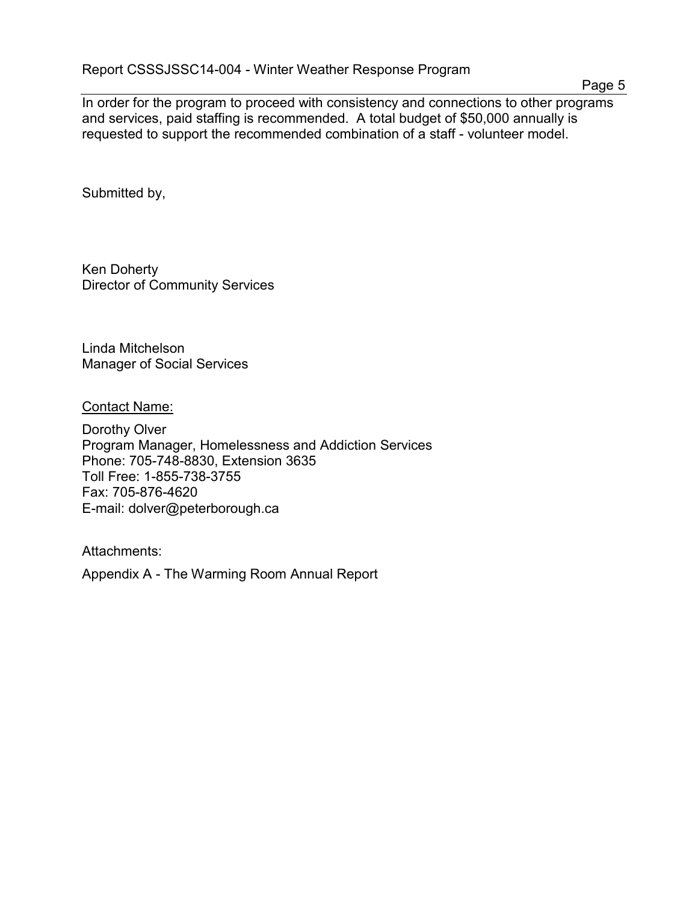In order for the program to proceed with consistency and connections to other programs and services, paid staffing is recommended. A total budget of $50,000 annually is requested to support the recommended combination of a staff - volunteer model.

Submitted by,

Ken Doherty
Director of Community Services

Linda Mitchelson
Manager of Social Services

<u>Contact Name:</u>

Dorothy Olver
Program Manager, Homelessness and Addiction Services
Phone: 705-748-8830, Extension 3635
Toll Free: 1-855-738-3755
Fax: 705-876-4620
E-mail: dolver@peterborough.ca

Attachments:

Appendix A - The Warming Room Annual Report